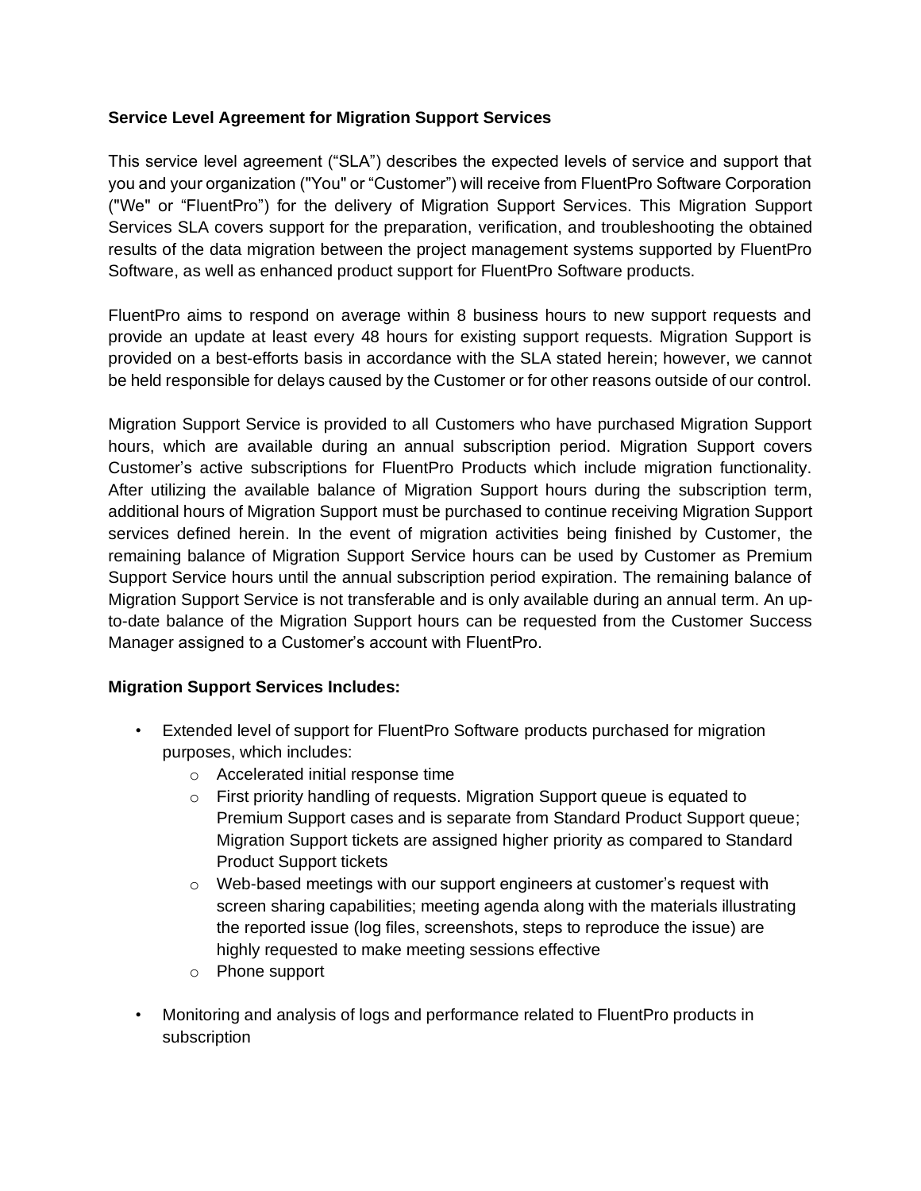**Service Level Agreement for Migration Support Services**

This service level agreement ("SLA") describes the expected levels of service and support that you and your organization ("You" or "Customer") will receive from FluentPro Software Corporation ("We" or "FluentPro") for the delivery of Migration Support Services. This Migration Support Services SLA covers support for the preparation, verification, and troubleshooting the obtained results of the data migration between the project management systems supported by FluentPro Software, as well as enhanced product support for FluentPro Software products.

FluentPro aims to respond on average within 8 business hours to new support requests and provide an update at least every 48 hours for existing support requests. Migration Support is provided on a best-efforts basis in accordance with the SLA stated herein; however, we cannot be held responsible for delays caused by the Customer or for other reasons outside of our control.

Migration Support Service is provided to all Customers who have purchased Migration Support hours, which are available during an annual subscription period. Migration Support covers Customer's active subscriptions for FluentPro Products which include migration functionality. After utilizing the available balance of Migration Support hours during the subscription term, additional hours of Migration Support must be purchased to continue receiving Migration Support services defined herein. In the event of migration activities being finished by Customer, the remaining balance of Migration Support Service hours can be used by Customer as Premium Support Service hours until the annual subscription period expiration. The remaining balance of Migration Support Service is not transferable and is only available during an annual term. An up-to-date balance of the Migration Support hours can be requested from the Customer Success Manager assigned to a Customer's account with FluentPro.

**Migration Support Services Includes:**

- Extended level of support for FluentPro Software products purchased for migration purposes, which includes:
  - Accelerated initial response time
  - First priority handling of requests. Migration Support queue is equated to Premium Support cases and is separate from Standard Product Support queue; Migration Support tickets are assigned higher priority as compared to Standard Product Support tickets
  - Web-based meetings with our support engineers at customer's request with screen sharing capabilities; meeting agenda along with the materials illustrating the reported issue (log files, screenshots, steps to reproduce the issue) are highly requested to make meeting sessions effective
  - Phone support
- Monitoring and analysis of logs and performance related to FluentPro products in subscription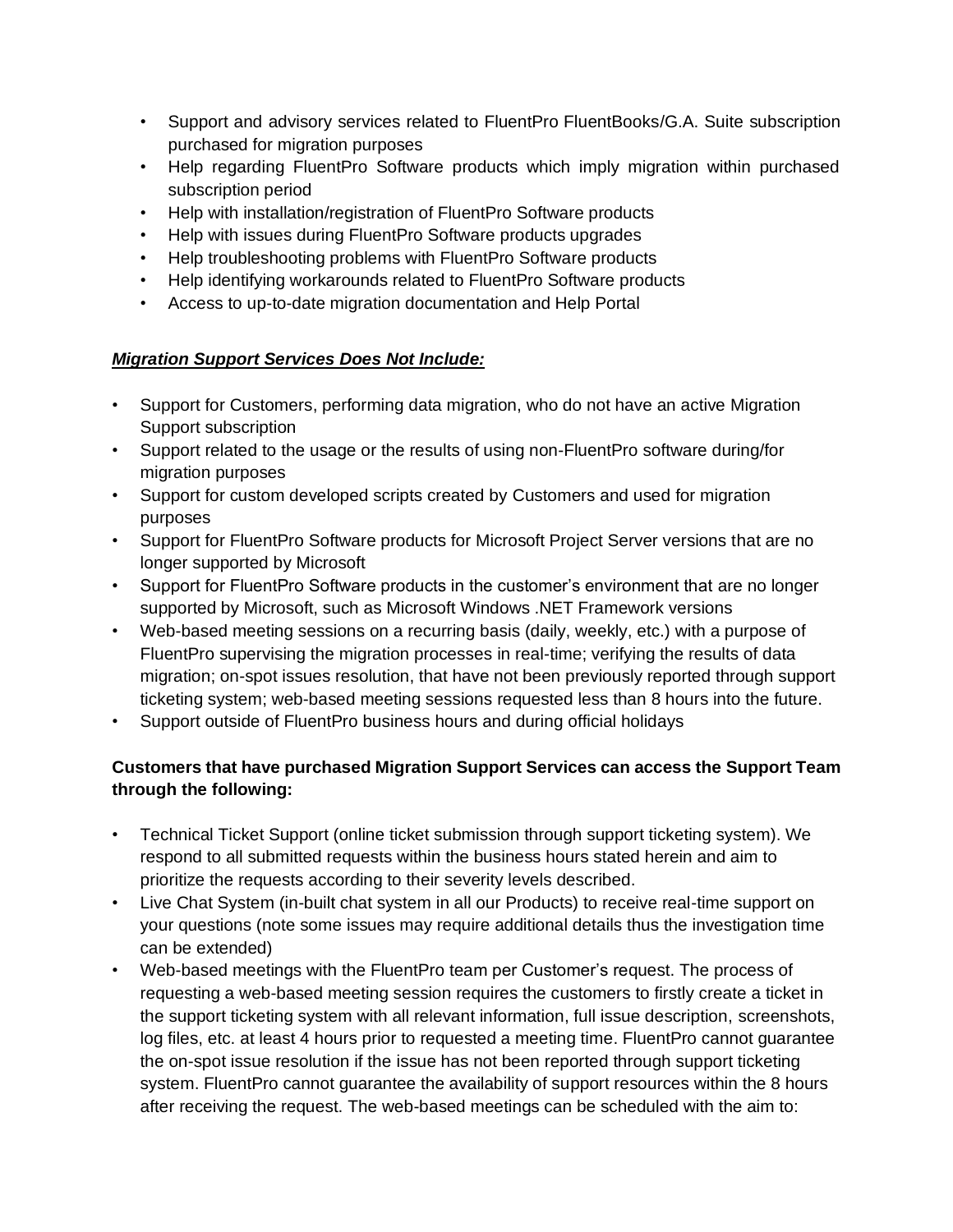- Support and advisory services related to FluentPro FluentBooks/G.A. Suite subscription purchased for migration purposes
- Help regarding FluentPro Software products which imply migration within purchased subscription period
- Help with installation/registration of FluentPro Software products
- Help with issues during FluentPro Software products upgrades
- Help troubleshooting problems with FluentPro Software products
- Help identifying workarounds related to FluentPro Software products
- Access to up-to-date migration documentation and Help Portal

***<u>Migration Support Services Does Not Include:</u>***

- Support for Customers, performing data migration, who do not have an active Migration Support subscription
- Support related to the usage or the results of using non-FluentPro software during/for migration purposes
- Support for custom developed scripts created by Customers and used for migration purposes
- Support for FluentPro Software products for Microsoft Project Server versions that are no longer supported by Microsoft
- Support for FluentPro Software products in the customer's environment that are no longer supported by Microsoft, such as Microsoft Windows .NET Framework versions
- Web-based meeting sessions on a recurring basis (daily, weekly, etc.) with a purpose of FluentPro supervising the migration processes in real-time; verifying the results of data migration; on-spot issues resolution, that have not been previously reported through support ticketing system; web-based meeting sessions requested less than 8 hours into the future.
- Support outside of FluentPro business hours and during official holidays

**Customers that have purchased Migration Support Services can access the Support Team through the following:**

- Technical Ticket Support (online ticket submission through support ticketing system). We respond to all submitted requests within the business hours stated herein and aim to prioritize the requests according to their severity levels described.
- Live Chat System (in-built chat system in all our Products) to receive real-time support on your questions (note some issues may require additional details thus the investigation time can be extended)
- Web-based meetings with the FluentPro team per Customer's request. The process of requesting a web-based meeting session requires the customers to firstly create a ticket in the support ticketing system with all relevant information, full issue description, screenshots, log files, etc. at least 4 hours prior to requested a meeting time. FluentPro cannot guarantee the on-spot issue resolution if the issue has not been reported through support ticketing system. FluentPro cannot guarantee the availability of support resources within the 8 hours after receiving the request. The web-based meetings can be scheduled with the aim to: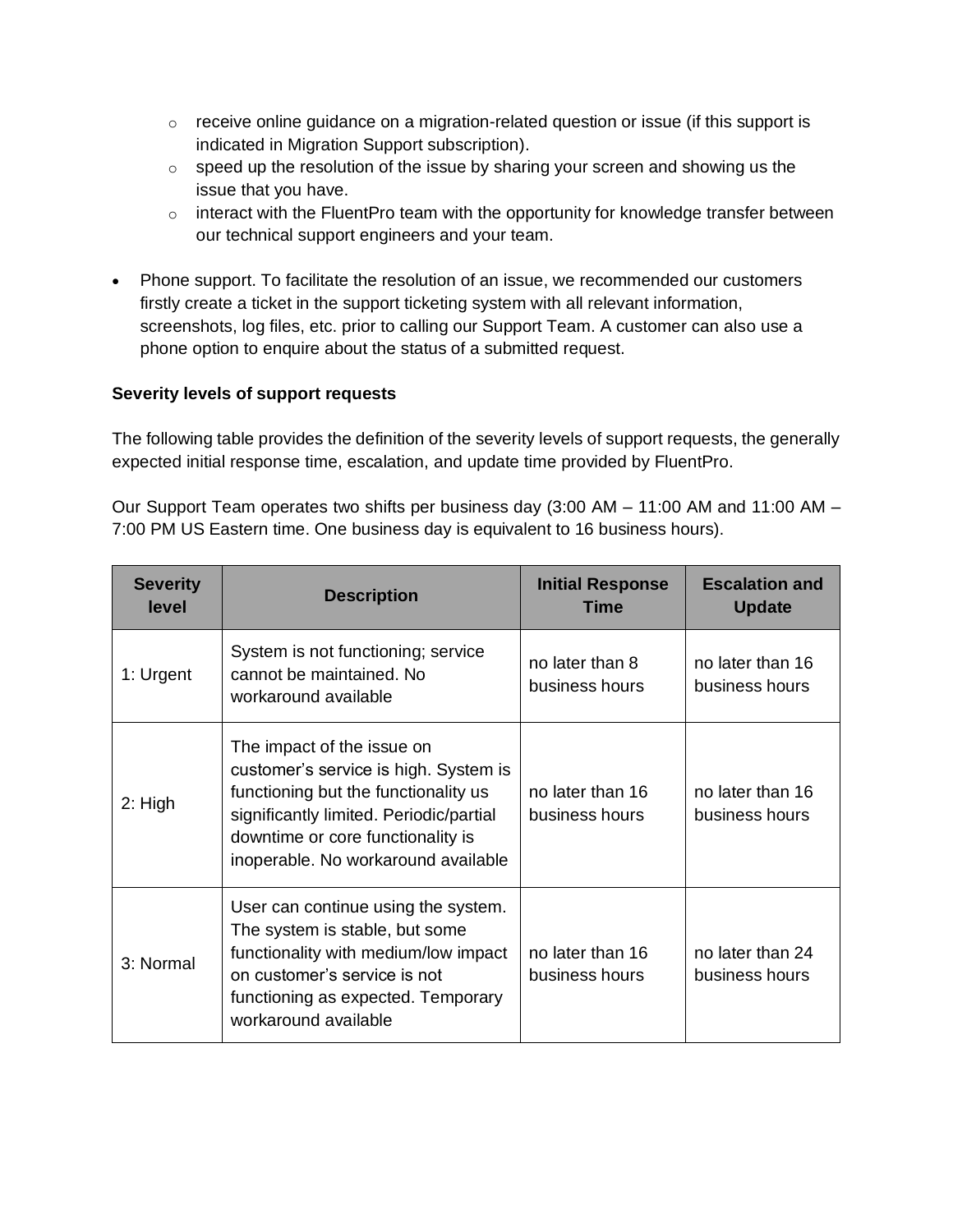- receive online guidance on a migration-related question or issue (if this support is indicated in Migration Support subscription).
  - speed up the resolution of the issue by sharing your screen and showing us the issue that you have.
  - interact with the FluentPro team with the opportunity for knowledge transfer between our technical support engineers and your team.

- Phone support. To facilitate the resolution of an issue, we recommended our customers firstly create a ticket in the support ticketing system with all relevant information, screenshots, log files, etc. prior to calling our Support Team. A customer can also use a phone option to enquire about the status of a submitted request.

**Severity levels of support requests**

The following table provides the definition of the severity levels of support requests, the generally expected initial response time, escalation, and update time provided by FluentPro.

Our Support Team operates two shifts per business day (3:00 AM – 11:00 AM and 11:00 AM – 7:00 PM US Eastern time. One business day is equivalent to 16 business hours).

| Severity level | Description | Initial Response Time | Escalation and Update |
|---|---|---|---|
| 1: Urgent | System is not functioning; service cannot be maintained. No workaround available | no later than 8 business hours | no later than 16 business hours |
| 2: High | The impact of the issue on customer's service is high. System is functioning but the functionality us significantly limited. Periodic/partial downtime or core functionality is inoperable. No workaround available | no later than 16 business hours | no later than 16 business hours |
| 3: Normal | User can continue using the system. The system is stable, but some functionality with medium/low impact on customer's service is not functioning as expected. Temporary workaround available | no later than 16 business hours | no later than 24 business hours |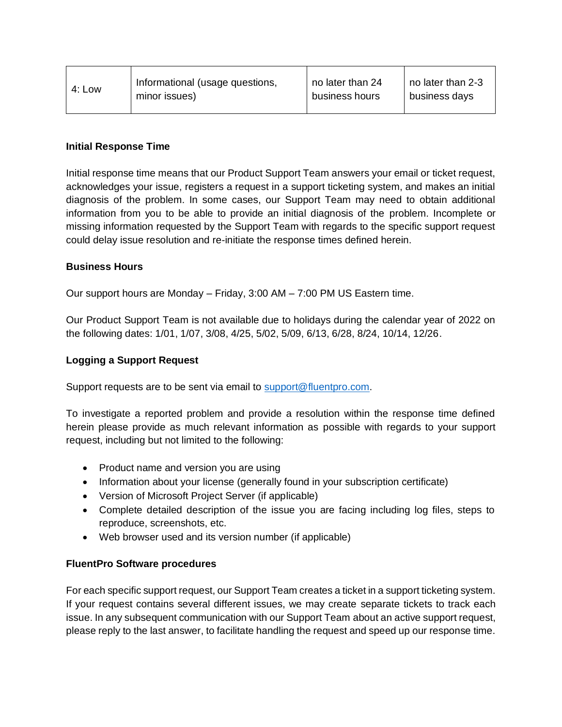| 4: Low | Informational (usage questions, minor issues) | no later than 24 business hours | no later than 2-3 business days |
|---|---|---|---|

**Initial Response Time**

Initial response time means that our Product Support Team answers your email or ticket request, acknowledges your issue, registers a request in a support ticketing system, and makes an initial diagnosis of the problem. In some cases, our Support Team may need to obtain additional information from you to be able to provide an initial diagnosis of the problem. Incomplete or missing information requested by the Support Team with regards to the specific support request could delay issue resolution and re-initiate the response times defined herein.

**Business Hours**

Our support hours are Monday – Friday, 3:00 AM – 7:00 PM US Eastern time.

Our Product Support Team is not available due to holidays during the calendar year of 2022 on the following dates: 1/01, 1/07, 3/08, 4/25, 5/02, 5/09, 6/13, 6/28, 8/24, 10/14, 12/26.

**Logging a Support Request**

Support requests are to be sent via email to support@fluentpro.com.

To investigate a reported problem and provide a resolution within the response time defined herein please provide as much relevant information as possible with regards to your support request, including but not limited to the following:

- Product name and version you are using
- Information about your license (generally found in your subscription certificate)
- Version of Microsoft Project Server (if applicable)
- Complete detailed description of the issue you are facing including log files, steps to reproduce, screenshots, etc.
- Web browser used and its version number (if applicable)

**FluentPro Software procedures**

For each specific support request, our Support Team creates a ticket in a support ticketing system. If your request contains several different issues, we may create separate tickets to track each issue. In any subsequent communication with our Support Team about an active support request, please reply to the last answer, to facilitate handling the request and speed up our response time.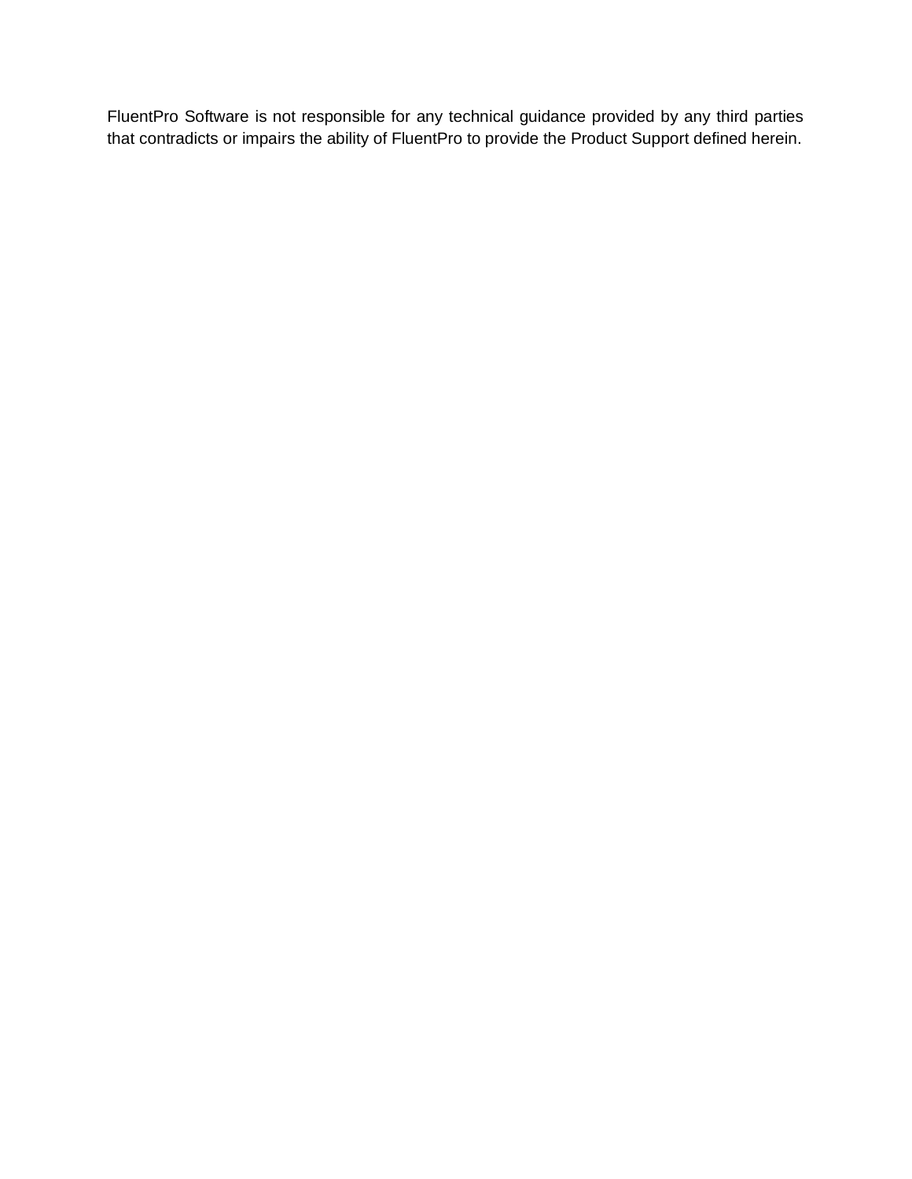FluentPro Software is not responsible for any technical guidance provided by any third parties that contradicts or impairs the ability of FluentPro to provide the Product Support defined herein.